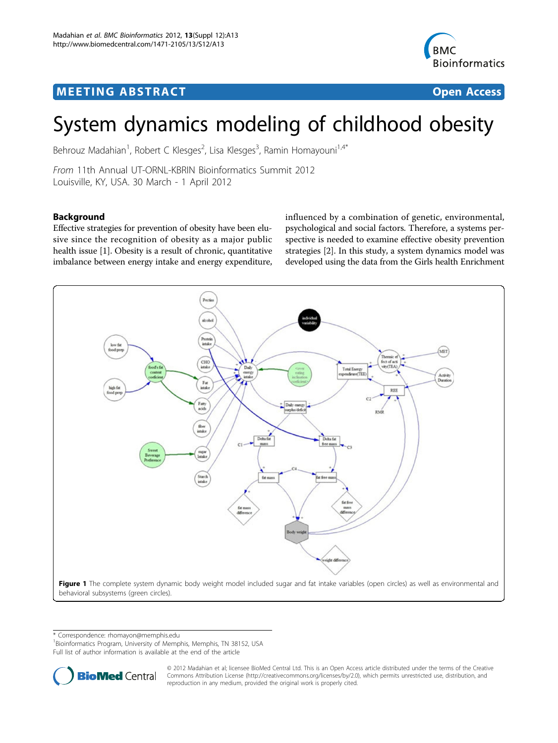MEETING ABSTRACT Open Access

# System dynamics modeling of childhood obesity

Behrouz Madahian[1], Robert C Klesges[2], Lisa Klesges[3], Ramin Homayouni[1,4*]

*From* 11th Annual UT-ORNL-KBRIN Bioinformatics Summit 2012
Louisville, KY, USA. 30 March - 1 April 2012

## Background

Effective strategies for prevention of obesity have been elusive since the recognition of obesity as a major public health issue [1]. Obesity is a result of chronic, quantitative imbalance between energy intake and energy expenditure, influenced by a combination of genetic, environmental, psychological and social factors. Therefore, a systems perspective is needed to examine effective obesity prevention strategies [2]. In this study, a system dynamics model was developed using the data from the Girls health Enrichment

**Figure 1** The complete system dynamic body weight model included sugar and fat intake variables (open circles) as well as environmental and behavioral subsystems (green circles).

\* Correspondence: rhomayon@memphis.edu
[1]Bioinformatics Program, University of Memphis, Memphis, TN 38152, USA
Full list of author information is available at the end of the article

© 2012 Madahian et al; licensee BioMed Central Ltd. This is an Open Access article distributed under the terms of the Creative Commons Attribution License (http://creativecommons.org/licenses/by/2.0), which permits unrestricted use, distribution, and reproduction in any medium, provided the original work is properly cited.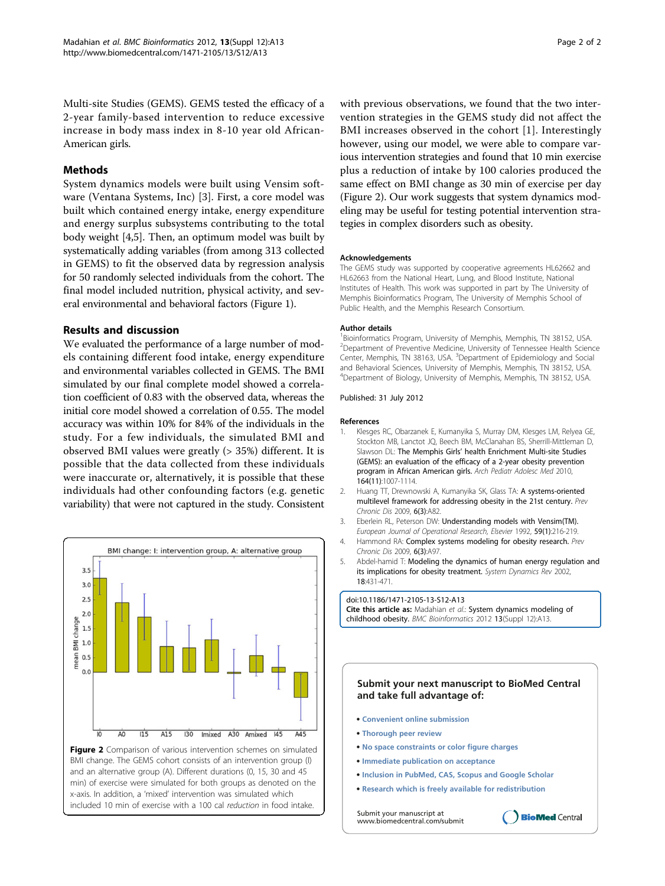Multi-site Studies (GEMS). GEMS tested the efficacy of a 2-year family-based intervention to reduce excessive increase in body mass index in 8-10 year old African-American girls.

## Methods

System dynamics models were built using Vensim software (Ventana Systems, Inc) [3]. First, a core model was built which contained energy intake, energy expenditure and energy surplus subsystems contributing to the total body weight [4,5]. Then, an optimum model was built by systematically adding variables (from among 313 collected in GEMS) to fit the observed data by regression analysis for 50 randomly selected individuals from the cohort. The final model included nutrition, physical activity, and several environmental and behavioral factors (Figure 1).

## Results and discussion

We evaluated the performance of a large number of models containing different food intake, energy expenditure and environmental variables collected in GEMS. The BMI simulated by our final complete model showed a correlation coefficient of 0.83 with the observed data, whereas the initial core model showed a correlation of 0.55. The model accuracy was within 10% for 84% of the individuals in the study. For a few individuals, the simulated BMI and observed BMI values were greatly (> 35%) different. It is possible that the data collected from these individuals were inaccurate or, alternatively, it is possible that these individuals had other confounding factors (e.g. genetic variability) that were not captured in the study. Consistent with previous observations, we found that the two intervention strategies in the GEMS study did not affect the BMI increases observed in the cohort [1]. Interestingly however, using our model, we were able to compare various intervention strategies and found that 10 min exercise plus a reduction of intake by 100 calories produced the same effect on BMI change as 30 min of exercise per day (Figure 2). Our work suggests that system dynamics modeling may be useful for testing potential intervention strategies in complex disorders such as obesity.

BMI change: I: intervention group, A: alternative group

mean BMI change

3.5
3.0
2.5
2.0
1.5
1.0
0.5
0.0

I0 A0 I15 A15 I30 Imixed A30 Amixed I45 A45

**Figure 2** Comparison of various intervention schemes on simulated BMI change. The GEMS cohort consists of an intervention group (I) and an alternative group (A). Different durations (0, 15, 30 and 45 min) of exercise were simulated for both groups as denoted on the x-axis. In addition, a 'mixed' intervention was simulated which included 10 min of exercise with a 100 cal *reduction* in food intake.

#### Acknowledgements

The GEMS study was supported by cooperative agreements HL62662 and HL62663 from the National Heart, Lung, and Blood Institute, National Institutes of Health. This work was supported in part by The University of Memphis Bioinformatics Program, The University of Memphis School of Public Health, and the Memphis Research Consortium.

#### Author details

[1]Bioinformatics Program, University of Memphis, Memphis, TN 38152, USA. [2]Department of Preventive Medicine, University of Tennessee Health Science Center, Memphis, TN 38163, USA. [3]Department of Epidemiology and Social and Behavioral Sciences, University of Memphis, Memphis, TN 38152, USA. [4]Department of Biology, University of Memphis, Memphis, TN 38152, USA.

Published: 31 July 2012

#### References

1. Klesges RC, Obarzanek E, Kumanyika S, Murray DM, Klesges LM, Relyea GE, Stockton MB, Lanctot JQ, Beech BM, McClanahan BS, Sherrill-Mittleman D, Slawson DL: **The Memphis Girls' health Enrichment Multi-site Studies (GEMS): an evaluation of the efficacy of a 2-year obesity prevention program in African American girls.** *Arch Pediatr Adolesc Med* 2010, **164(11)**:1007-1114.
2. Huang TT, Drewnowski A, Kumanyika SK, Glass TA: **A systems-oriented multilevel framework for addressing obesity in the 21st century.** *Prev Chronic Dis* 2009, **6(3)**:A82.
3. Eberlein RL, Peterson DW: **Understanding models with Vensim(TM).** *European Journal of Operational Research, Elsevier* 1992, **59(1)**:216-219.
4. Hammond RA: **Complex systems modeling for obesity research.** *Prev Chronic Dis* 2009, **6(3)**:A97.
5. Abdel-hamid T: **Modeling the dynamics of human energy regulation and its implications for obesity treatment.** *System Dynamics Rev* 2002, **18**:431-471.

doi:10.1186/1471-2105-13-S12-A13

**Cite this article as:** Madahian *et al.*: System dynamics modeling of childhood obesity. *BMC Bioinformatics* 2012 **13**(Suppl 12):A13.